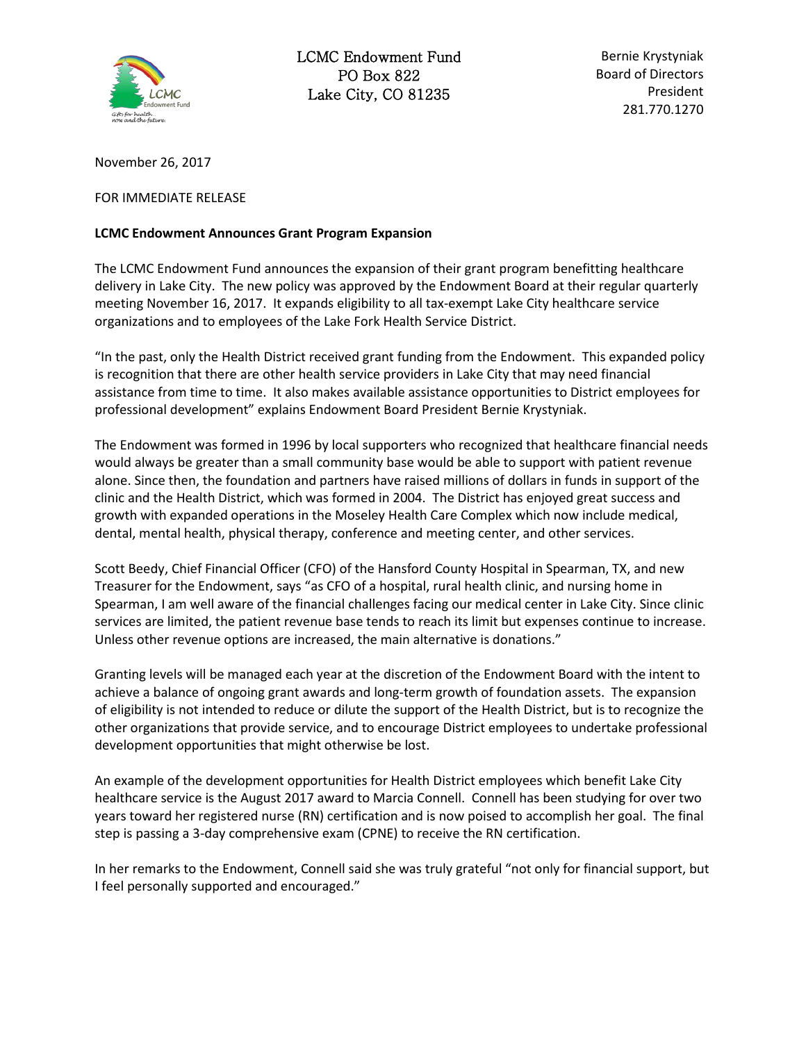LCMC Endowment Fund
PO Box 822
Lake City, CO 81235

Bernie Krystyniak
Board of Directors
President
281.770.1270

November 26, 2017

FOR IMMEDIATE RELEASE

**LCMC Endowment Announces Grant Program Expansion**

The LCMC Endowment Fund announces the expansion of their grant program benefitting healthcare delivery in Lake City. The new policy was approved by the Endowment Board at their regular quarterly meeting November 16, 2017. It expands eligibility to all tax-exempt Lake City healthcare service organizations and to employees of the Lake Fork Health Service District.

"In the past, only the Health District received grant funding from the Endowment. This expanded policy is recognition that there are other health service providers in Lake City that may need financial assistance from time to time. It also makes available assistance opportunities to District employees for professional development" explains Endowment Board President Bernie Krystyniak.

The Endowment was formed in 1996 by local supporters who recognized that healthcare financial needs would always be greater than a small community base would be able to support with patient revenue alone. Since then, the foundation and partners have raised millions of dollars in funds in support of the clinic and the Health District, which was formed in 2004. The District has enjoyed great success and growth with expanded operations in the Moseley Health Care Complex which now include medical, dental, mental health, physical therapy, conference and meeting center, and other services.

Scott Beedy, Chief Financial Officer (CFO) of the Hansford County Hospital in Spearman, TX, and new Treasurer for the Endowment, says "as CFO of a hospital, rural health clinic, and nursing home in Spearman, I am well aware of the financial challenges facing our medical center in Lake City. Since clinic services are limited, the patient revenue base tends to reach its limit but expenses continue to increase. Unless other revenue options are increased, the main alternative is donations."

Granting levels will be managed each year at the discretion of the Endowment Board with the intent to achieve a balance of ongoing grant awards and long-term growth of foundation assets. The expansion of eligibility is not intended to reduce or dilute the support of the Health District, but is to recognize the other organizations that provide service, and to encourage District employees to undertake professional development opportunities that might otherwise be lost.

An example of the development opportunities for Health District employees which benefit Lake City healthcare service is the August 2017 award to Marcia Connell. Connell has been studying for over two years toward her registered nurse (RN) certification and is now poised to accomplish her goal. The final step is passing a 3-day comprehensive exam (CPNE) to receive the RN certification.

In her remarks to the Endowment, Connell said she was truly grateful "not only for financial support, but I feel personally supported and encouraged."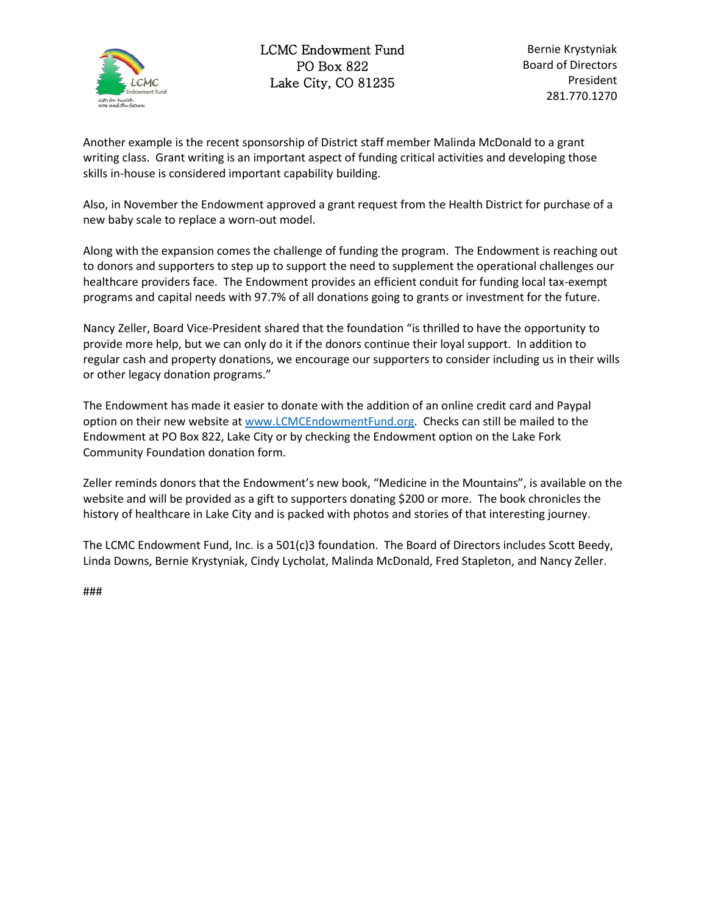LCMC Endowment Fund
PO Box 822
Lake City, CO 81235

Bernie Krystyniak
Board of Directors
President
281.770.1270

Another example is the recent sponsorship of District staff member Malinda McDonald to a grant writing class. Grant writing is an important aspect of funding critical activities and developing those skills in-house is considered important capability building.

Also, in November the Endowment approved a grant request from the Health District for purchase of a new baby scale to replace a worn-out model.

Along with the expansion comes the challenge of funding the program. The Endowment is reaching out to donors and supporters to step up to support the need to supplement the operational challenges our healthcare providers face. The Endowment provides an efficient conduit for funding local tax-exempt programs and capital needs with 97.7% of all donations going to grants or investment for the future.

Nancy Zeller, Board Vice-President shared that the foundation "is thrilled to have the opportunity to provide more help, but we can only do it if the donors continue their loyal support. In addition to regular cash and property donations, we encourage our supporters to consider including us in their wills or other legacy donation programs."

The Endowment has made it easier to donate with the addition of an online credit card and Paypal option on their new website at [www.LCMCEndowmentFund.org](http://www.LCMCEndowmentFund.org). Checks can still be mailed to the Endowment at PO Box 822, Lake City or by checking the Endowment option on the Lake Fork Community Foundation donation form.

Zeller reminds donors that the Endowment's new book, "Medicine in the Mountains", is available on the website and will be provided as a gift to supporters donating $200 or more. The book chronicles the history of healthcare in Lake City and is packed with photos and stories of that interesting journey.

The LCMC Endowment Fund, Inc. is a 501(c)3 foundation. The Board of Directors includes Scott Beedy, Linda Downs, Bernie Krystyniak, Cindy Lycholat, Malinda McDonald, Fred Stapleton, and Nancy Zeller.

###